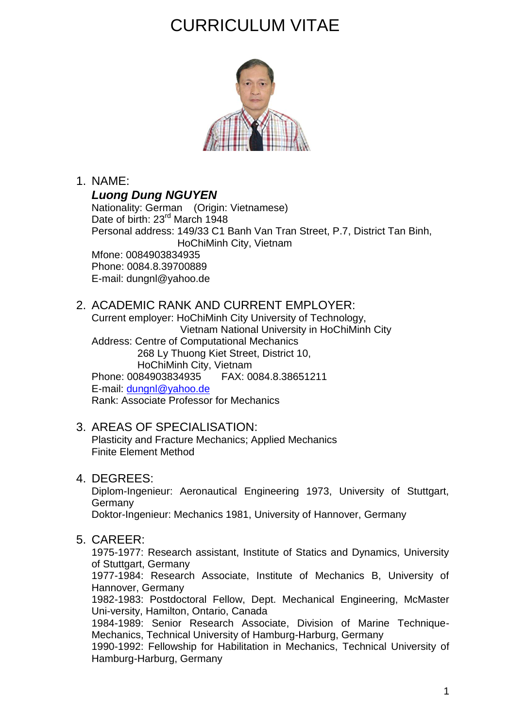# CURRICULUM VITAE

1. NAME:

   ***Luong Dung NGUYEN***
   Nationality: German (Origin: Vietnamese)
   Date of birth: 23rd March 1948
   Personal address: 149/33 C1 Banh Van Tran Street, P.7, District Tan Binh,
   HoChiMinh City, Vietnam
   Mfone: 0084903834935
   Phone: 0084.8.39700889
   E-mail: dungnl@yahoo.de

2. ACADEMIC RANK AND CURRENT EMPLOYER:

   Current employer: HoChiMinh City University of Technology,
   Vietnam National University in HoChiMinh City
   Address: Centre of Computational Mechanics
   268 Ly Thuong Kiet Street, District 10,
   HoChiMinh City, Vietnam
   Phone: 0084903834935 FAX: 0084.8.38651211
   E-mail: dungnl@yahoo.de
   Rank: Associate Professor for Mechanics

3. AREAS OF SPECIALISATION:

   Plasticity and Fracture Mechanics; Applied Mechanics
   Finite Element Method

4. DEGREES:

   Diplom-Ingenieur: Aeronautical Engineering 1973, University of Stuttgart, Germany
   Doktor-Ingenieur: Mechanics 1981, University of Hannover, Germany

5. CAREER:

   1975-1977: Research assistant, Institute of Statics and Dynamics, University of Stuttgart, Germany
   1977-1984: Research Associate, Institute of Mechanics B, University of Hannover, Germany
   1982-1983: Postdoctoral Fellow, Dept. Mechanical Engineering, McMaster Uni-versity, Hamilton, Ontario, Canada
   1984-1989: Senior Research Associate, Division of Marine Technique-Mechanics, Technical University of Hamburg-Harburg, Germany
   1990-1992: Fellowship for Habilitation in Mechanics, Technical University of Hamburg-Harburg, Germany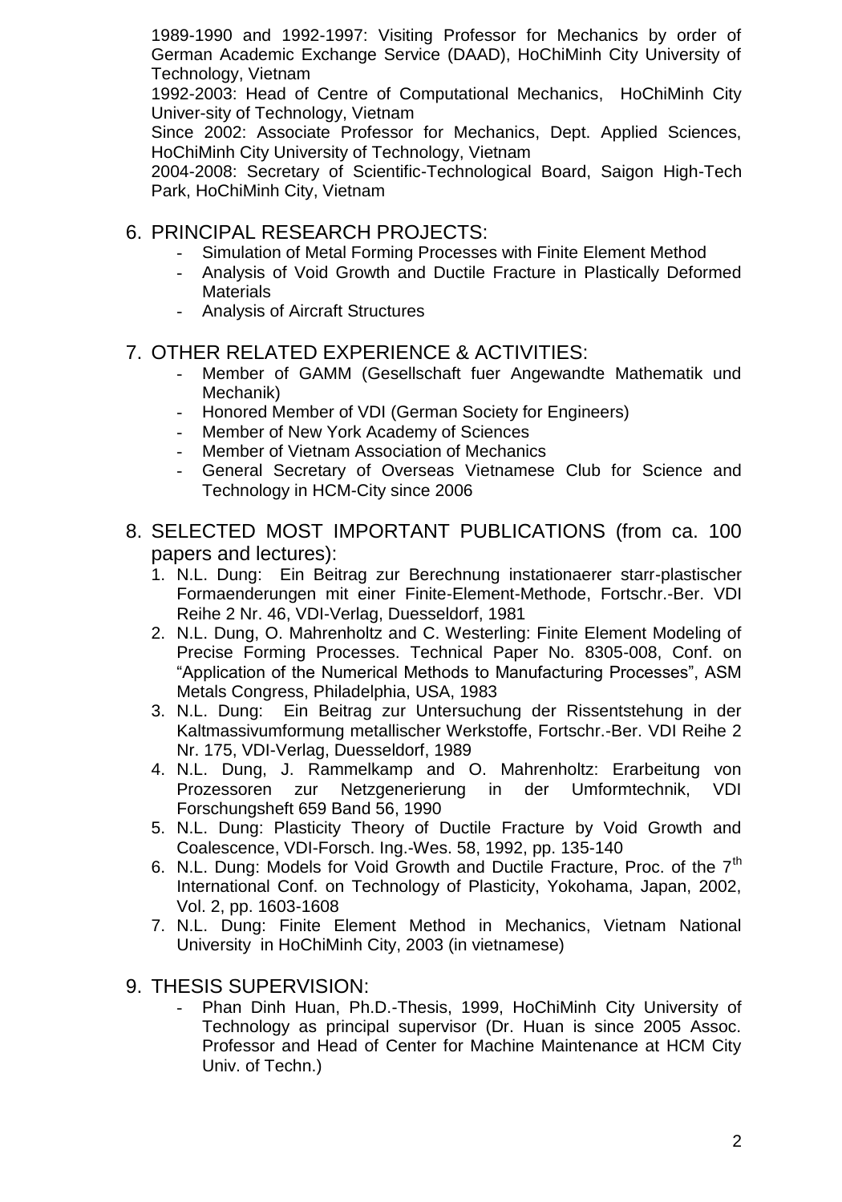1989-1990 and 1992-1997: Visiting Professor for Mechanics by order of German Academic Exchange Service (DAAD), HoChiMinh City University of Technology, Vietnam

1992-2003: Head of Centre of Computational Mechanics, HoChiMinh City Univer-sity of Technology, Vietnam

Since 2002: Associate Professor for Mechanics, Dept. Applied Sciences, HoChiMinh City University of Technology, Vietnam

2004-2008: Secretary of Scientific-Technological Board, Saigon High-Tech Park, HoChiMinh City, Vietnam

## 6. PRINCIPAL RESEARCH PROJECTS:

- Simulation of Metal Forming Processes with Finite Element Method
- Analysis of Void Growth and Ductile Fracture in Plastically Deformed Materials
- Analysis of Aircraft Structures

## 7. OTHER RELATED EXPERIENCE & ACTIVITIES:

- Member of GAMM (Gesellschaft fuer Angewandte Mathematik und Mechanik)
- Honored Member of VDI (German Society for Engineers)
- Member of New York Academy of Sciences
- Member of Vietnam Association of Mechanics
- General Secretary of Overseas Vietnamese Club for Science and Technology in HCM-City since 2006

## 8. SELECTED MOST IMPORTANT PUBLICATIONS (from ca. 100 papers and lectures):

1. N.L. Dung: Ein Beitrag zur Berechnung instationaerer starr-plastischer Formaenderungen mit einer Finite-Element-Methode, Fortschr.-Ber. VDI Reihe 2 Nr. 46, VDI-Verlag, Duesseldorf, 1981
2. N.L. Dung, O. Mahrenholtz and C. Westerling: Finite Element Modeling of Precise Forming Processes. Technical Paper No. 8305-008, Conf. on "Application of the Numerical Methods to Manufacturing Processes", ASM Metals Congress, Philadelphia, USA, 1983
3. N.L. Dung: Ein Beitrag zur Untersuchung der Rissentstehung in der Kaltmassivumformung metallischer Werkstoffe, Fortschr.-Ber. VDI Reihe 2 Nr. 175, VDI-Verlag, Duesseldorf, 1989
4. N.L. Dung, J. Rammelkamp and O. Mahrenholtz: Erarbeitung von Prozessoren zur Netzgenerierung in der Umformtechnik, VDI Forschungsheft 659 Band 56, 1990
5. N.L. Dung: Plasticity Theory of Ductile Fracture by Void Growth and Coalescence, VDI-Forsch. Ing.-Wes. 58, 1992, pp. 135-140
6. N.L. Dung: Models for Void Growth and Ductile Fracture, Proc. of the 7th International Conf. on Technology of Plasticity, Yokohama, Japan, 2002, Vol. 2, pp. 1603-1608
7. N.L. Dung: Finite Element Method in Mechanics, Vietnam National University in HoChiMinh City, 2003 (in vietnamese)

## 9. THESIS SUPERVISION:

- Phan Dinh Huan, Ph.D.-Thesis, 1999, HoChiMinh City University of Technology as principal supervisor (Dr. Huan is since 2005 Assoc. Professor and Head of Center for Machine Maintenance at HCM City Univ. of Techn.)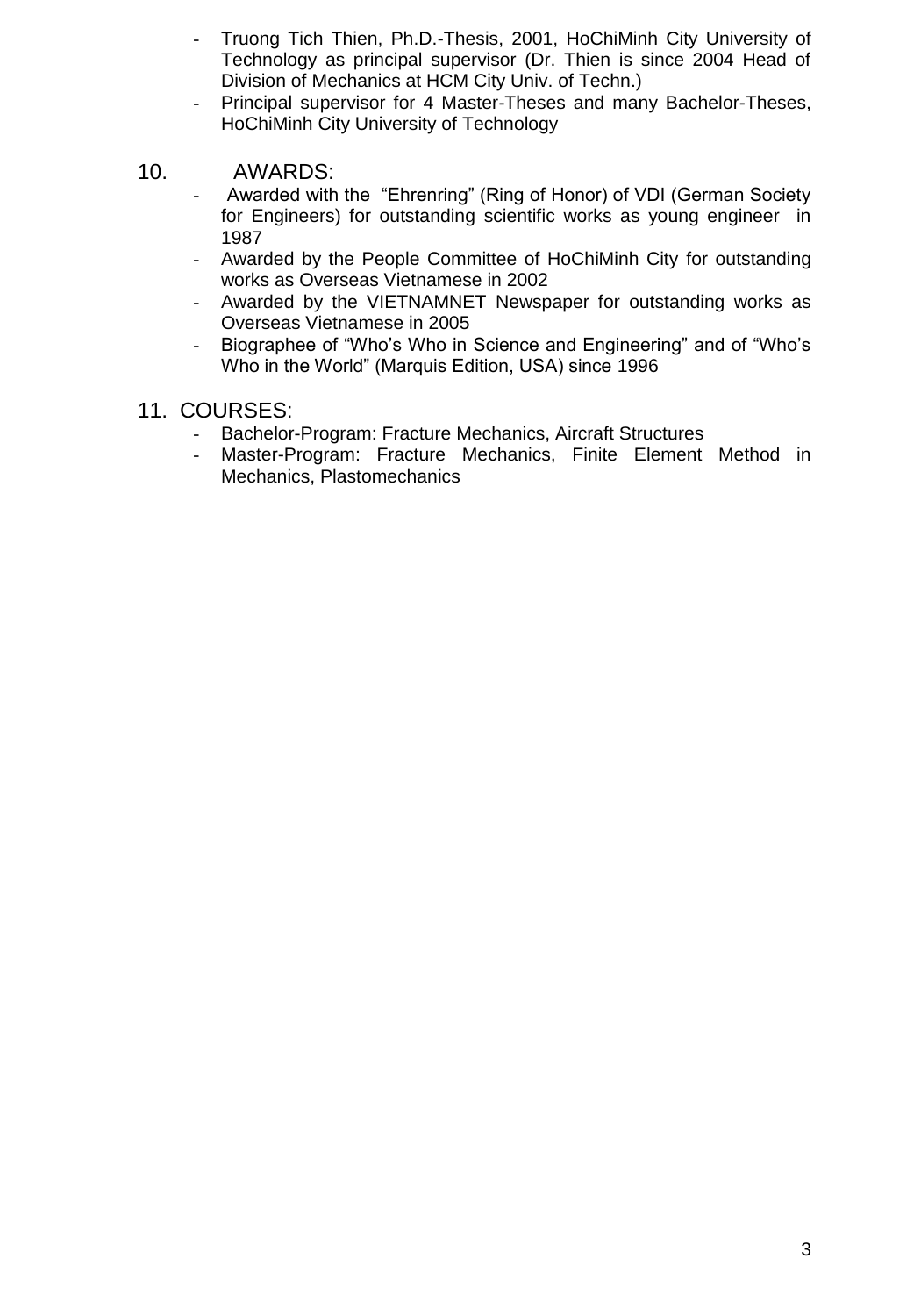- Truong Tich Thien, Ph.D.-Thesis, 2001, HoChiMinh City University of Technology as principal supervisor (Dr. Thien is since 2004 Head of Division of Mechanics at HCM City Univ. of Techn.)
- Principal supervisor for 4 Master-Theses and many Bachelor-Theses, HoChiMinh City University of Technology

## 10. AWARDS:

- Awarded with the "Ehrenring" (Ring of Honor) of VDI (German Society for Engineers) for outstanding scientific works as young engineer in 1987
- Awarded by the People Committee of HoChiMinh City for outstanding works as Overseas Vietnamese in 2002
- Awarded by the VIETNAMNET Newspaper for outstanding works as Overseas Vietnamese in 2005
- Biographee of "Who's Who in Science and Engineering" and of "Who's Who in the World" (Marquis Edition, USA) since 1996

## 11. COURSES:

- Bachelor-Program: Fracture Mechanics, Aircraft Structures
- Master-Program: Fracture Mechanics, Finite Element Method in Mechanics, Plastomechanics